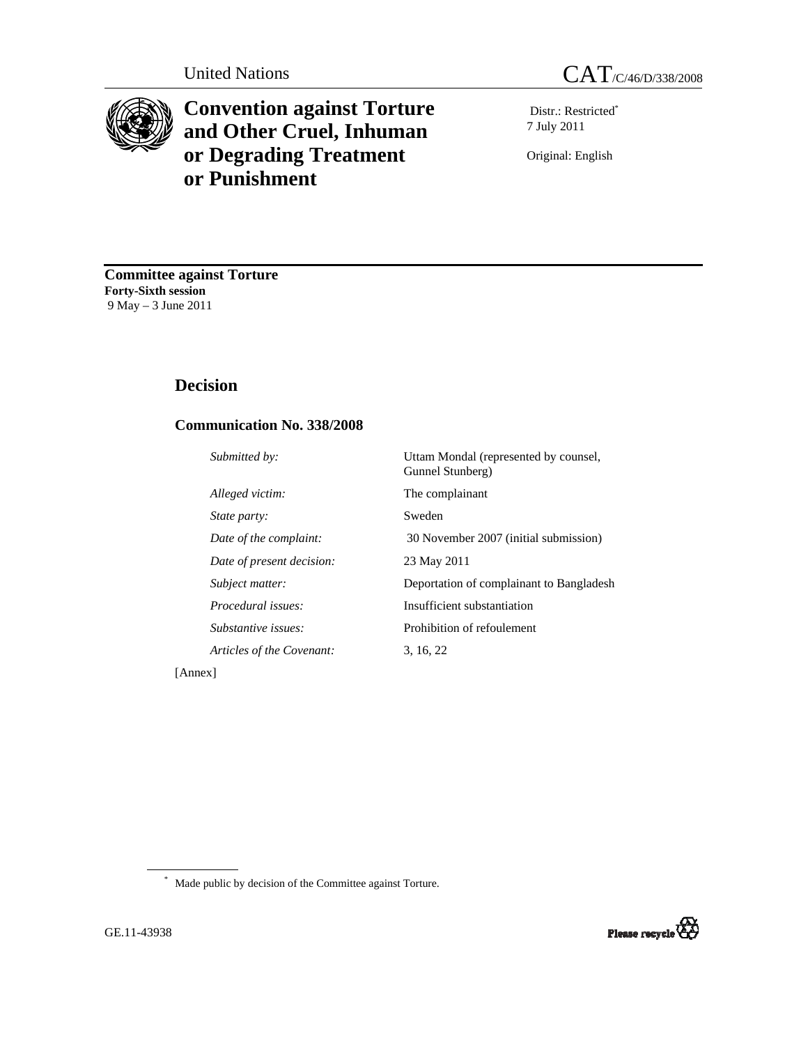United Nations CAT/C/46/D/338/2008

# Convention against Torture and Other Cruel, Inhuman or Degrading Treatment or Punishment

Distr.: Restricted[*]
7 July 2011

Original: English

**Committee against Torture**
**Forty-Sixth session**
9 May – 3 June 2011

## Decision

### Communication No. 338/2008

| | |
|---|---|
| *Submitted by:* | Uttam Mondal (represented by counsel, Gunnel Stunberg) |
| *Alleged victim:* | The complainant |
| *State party:* | Sweden |
| *Date of the complaint:* | 30 November 2007 (initial submission) |
| *Date of present decision:* | 23 May 2011 |
| *Subject matter:* | Deportation of complainant to Bangladesh |
| *Procedural issues:* | Insufficient substantiation |
| *Substantive issues:* | Prohibition of refoulement |
| *Articles of the Covenant:* | 3, 16, 22 |

[Annex]

[*] Made public by decision of the Committee against Torture.

GE.11-43938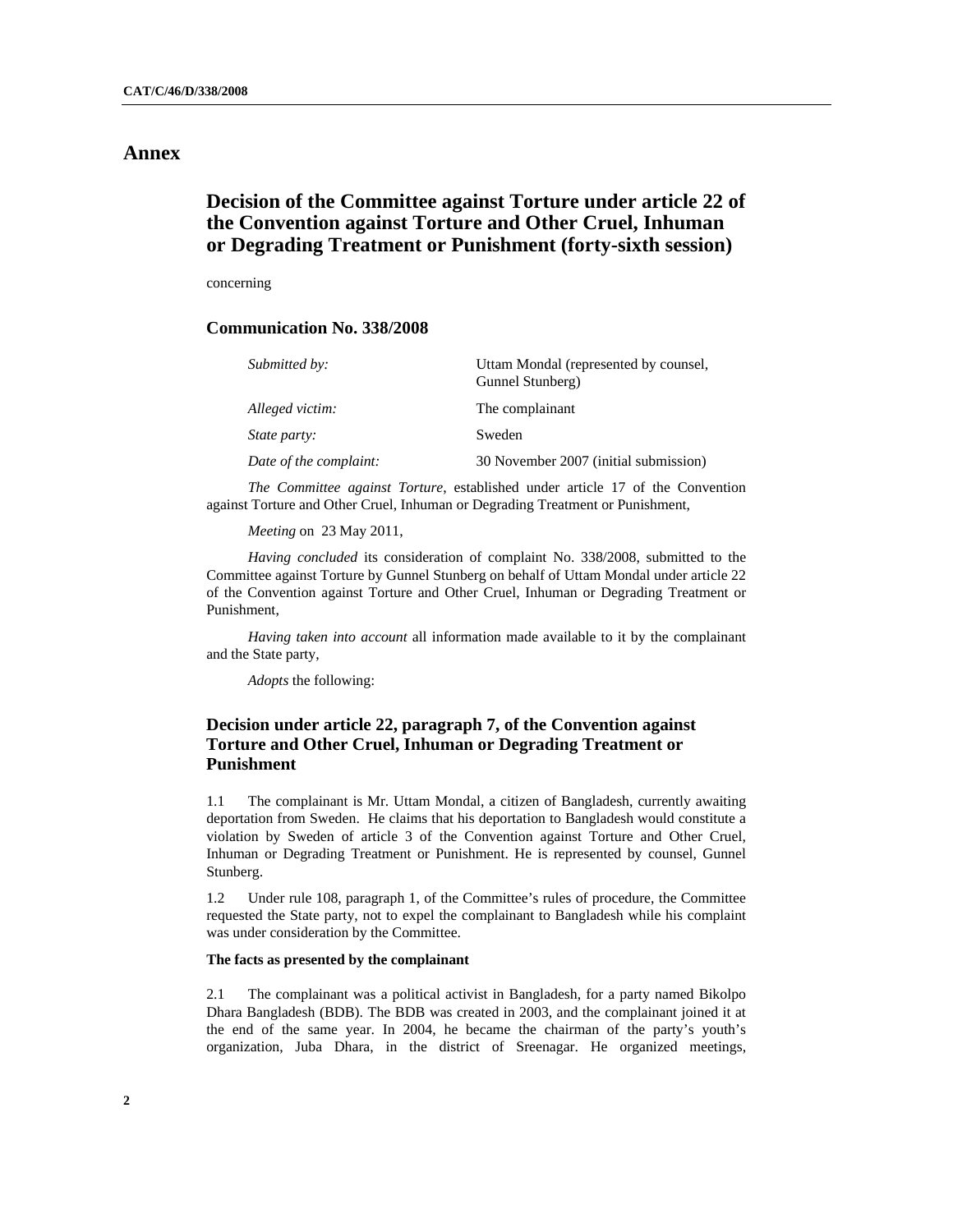# Annex

## Decision of the Committee against Torture under article 22 of the Convention against Torture and Other Cruel, Inhuman or Degrading Treatment or Punishment (forty-sixth session)

concerning

### Communication No. 338/2008

| | |
|---|---|
| *Submitted by:* | Uttam Mondal (represented by counsel, Gunnel Stunberg) |
| *Alleged victim:* | The complainant |
| *State party:* | Sweden |
| *Date of the complaint:* | 30 November 2007 (initial submission) |

*The Committee against Torture*, established under article 17 of the Convention against Torture and Other Cruel, Inhuman or Degrading Treatment or Punishment,

*Meeting* on 23 May 2011,

*Having concluded* its consideration of complaint No. 338/2008, submitted to the Committee against Torture by Gunnel Stunberg on behalf of Uttam Mondal under article 22 of the Convention against Torture and Other Cruel, Inhuman or Degrading Treatment or Punishment,

*Having taken into account* all information made available to it by the complainant and the State party,

*Adopts* the following:

### Decision under article 22, paragraph 7, of the Convention against Torture and Other Cruel, Inhuman or Degrading Treatment or Punishment

1.1 The complainant is Mr. Uttam Mondal, a citizen of Bangladesh, currently awaiting deportation from Sweden. He claims that his deportation to Bangladesh would constitute a violation by Sweden of article 3 of the Convention against Torture and Other Cruel, Inhuman or Degrading Treatment or Punishment. He is represented by counsel, Gunnel Stunberg.

1.2 Under rule 108, paragraph 1, of the Committee's rules of procedure, the Committee requested the State party, not to expel the complainant to Bangladesh while his complaint was under consideration by the Committee.

#### The facts as presented by the complainant

2.1 The complainant was a political activist in Bangladesh, for a party named Bikolpo Dhara Bangladesh (BDB). The BDB was created in 2003, and the complainant joined it at the end of the same year. In 2004, he became the chairman of the party's youth's organization, Juba Dhara, in the district of Sreenagar. He organized meetings,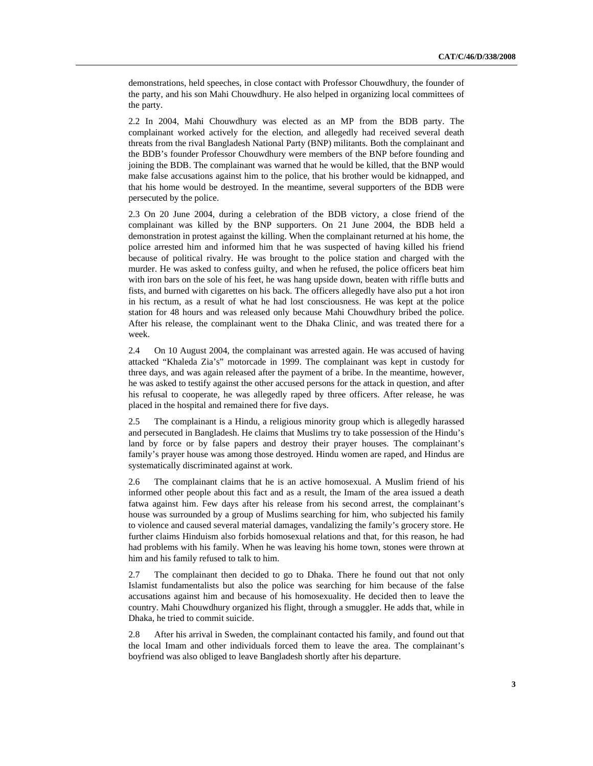demonstrations, held speeches, in close contact with Professor Chouwdhury, the founder of the party, and his son Mahi Chouwdhury. He also helped in organizing local committees of the party.

2.2 In 2004, Mahi Chouwdhury was elected as an MP from the BDB party. The complainant worked actively for the election, and allegedly had received several death threats from the rival Bangladesh National Party (BNP) militants. Both the complainant and the BDB's founder Professor Chouwdhury were members of the BNP before founding and joining the BDB. The complainant was warned that he would be killed, that the BNP would make false accusations against him to the police, that his brother would be kidnapped, and that his home would be destroyed. In the meantime, several supporters of the BDB were persecuted by the police.

2.3 On 20 June 2004, during a celebration of the BDB victory, a close friend of the complainant was killed by the BNP supporters. On 21 June 2004, the BDB held a demonstration in protest against the killing. When the complainant returned at his home, the police arrested him and informed him that he was suspected of having killed his friend because of political rivalry. He was brought to the police station and charged with the murder. He was asked to confess guilty, and when he refused, the police officers beat him with iron bars on the sole of his feet, he was hang upside down, beaten with riffle butts and fists, and burned with cigarettes on his back. The officers allegedly have also put a hot iron in his rectum, as a result of what he had lost consciousness. He was kept at the police station for 48 hours and was released only because Mahi Chouwdhury bribed the police. After his release, the complainant went to the Dhaka Clinic, and was treated there for a week.

2.4 On 10 August 2004, the complainant was arrested again. He was accused of having attacked "Khaleda Zia's" motorcade in 1999. The complainant was kept in custody for three days, and was again released after the payment of a bribe. In the meantime, however, he was asked to testify against the other accused persons for the attack in question, and after his refusal to cooperate, he was allegedly raped by three officers. After release, he was placed in the hospital and remained there for five days.

2.5 The complainant is a Hindu, a religious minority group which is allegedly harassed and persecuted in Bangladesh. He claims that Muslims try to take possession of the Hindu's land by force or by false papers and destroy their prayer houses. The complainant's family's prayer house was among those destroyed. Hindu women are raped, and Hindus are systematically discriminated against at work.

2.6 The complainant claims that he is an active homosexual. A Muslim friend of his informed other people about this fact and as a result, the Imam of the area issued a death fatwa against him. Few days after his release from his second arrest, the complainant's house was surrounded by a group of Muslims searching for him, who subjected his family to violence and caused several material damages, vandalizing the family's grocery store. He further claims Hinduism also forbids homosexual relations and that, for this reason, he had had problems with his family. When he was leaving his home town, stones were thrown at him and his family refused to talk to him.

2.7 The complainant then decided to go to Dhaka. There he found out that not only Islamist fundamentalists but also the police was searching for him because of the false accusations against him and because of his homosexuality. He decided then to leave the country. Mahi Chouwdhury organized his flight, through a smuggler. He adds that, while in Dhaka, he tried to commit suicide.

2.8 After his arrival in Sweden, the complainant contacted his family, and found out that the local Imam and other individuals forced them to leave the area. The complainant's boyfriend was also obliged to leave Bangladesh shortly after his departure.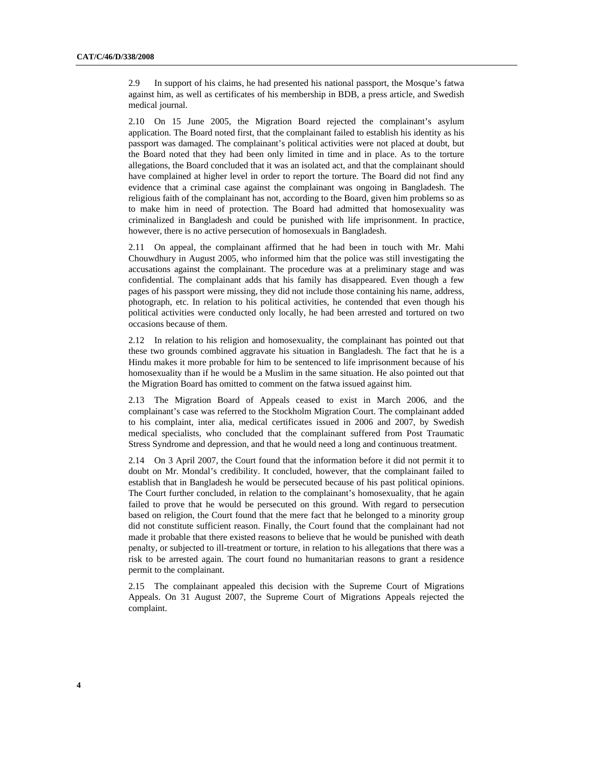2.9 In support of his claims, he had presented his national passport, the Mosque's fatwa against him, as well as certificates of his membership in BDB, a press article, and Swedish medical journal.

2.10 On 15 June 2005, the Migration Board rejected the complainant's asylum application. The Board noted first, that the complainant failed to establish his identity as his passport was damaged. The complainant's political activities were not placed at doubt, but the Board noted that they had been only limited in time and in place. As to the torture allegations, the Board concluded that it was an isolated act, and that the complainant should have complained at higher level in order to report the torture. The Board did not find any evidence that a criminal case against the complainant was ongoing in Bangladesh. The religious faith of the complainant has not, according to the Board, given him problems so as to make him in need of protection. The Board had admitted that homosexuality was criminalized in Bangladesh and could be punished with life imprisonment. In practice, however, there is no active persecution of homosexuals in Bangladesh.

2.11 On appeal, the complainant affirmed that he had been in touch with Mr. Mahi Chouwdhury in August 2005, who informed him that the police was still investigating the accusations against the complainant. The procedure was at a preliminary stage and was confidential. The complainant adds that his family has disappeared. Even though a few pages of his passport were missing, they did not include those containing his name, address, photograph, etc. In relation to his political activities, he contended that even though his political activities were conducted only locally, he had been arrested and tortured on two occasions because of them.

2.12 In relation to his religion and homosexuality, the complainant has pointed out that these two grounds combined aggravate his situation in Bangladesh. The fact that he is a Hindu makes it more probable for him to be sentenced to life imprisonment because of his homosexuality than if he would be a Muslim in the same situation. He also pointed out that the Migration Board has omitted to comment on the fatwa issued against him.

2.13 The Migration Board of Appeals ceased to exist in March 2006, and the complainant's case was referred to the Stockholm Migration Court. The complainant added to his complaint, inter alia, medical certificates issued in 2006 and 2007, by Swedish medical specialists, who concluded that the complainant suffered from Post Traumatic Stress Syndrome and depression, and that he would need a long and continuous treatment.

2.14 On 3 April 2007, the Court found that the information before it did not permit it to doubt on Mr. Mondal's credibility. It concluded, however, that the complainant failed to establish that in Bangladesh he would be persecuted because of his past political opinions. The Court further concluded, in relation to the complainant's homosexuality, that he again failed to prove that he would be persecuted on this ground. With regard to persecution based on religion, the Court found that the mere fact that he belonged to a minority group did not constitute sufficient reason. Finally, the Court found that the complainant had not made it probable that there existed reasons to believe that he would be punished with death penalty, or subjected to ill-treatment or torture, in relation to his allegations that there was a risk to be arrested again. The court found no humanitarian reasons to grant a residence permit to the complainant.

2.15 The complainant appealed this decision with the Supreme Court of Migrations Appeals. On 31 August 2007, the Supreme Court of Migrations Appeals rejected the complaint.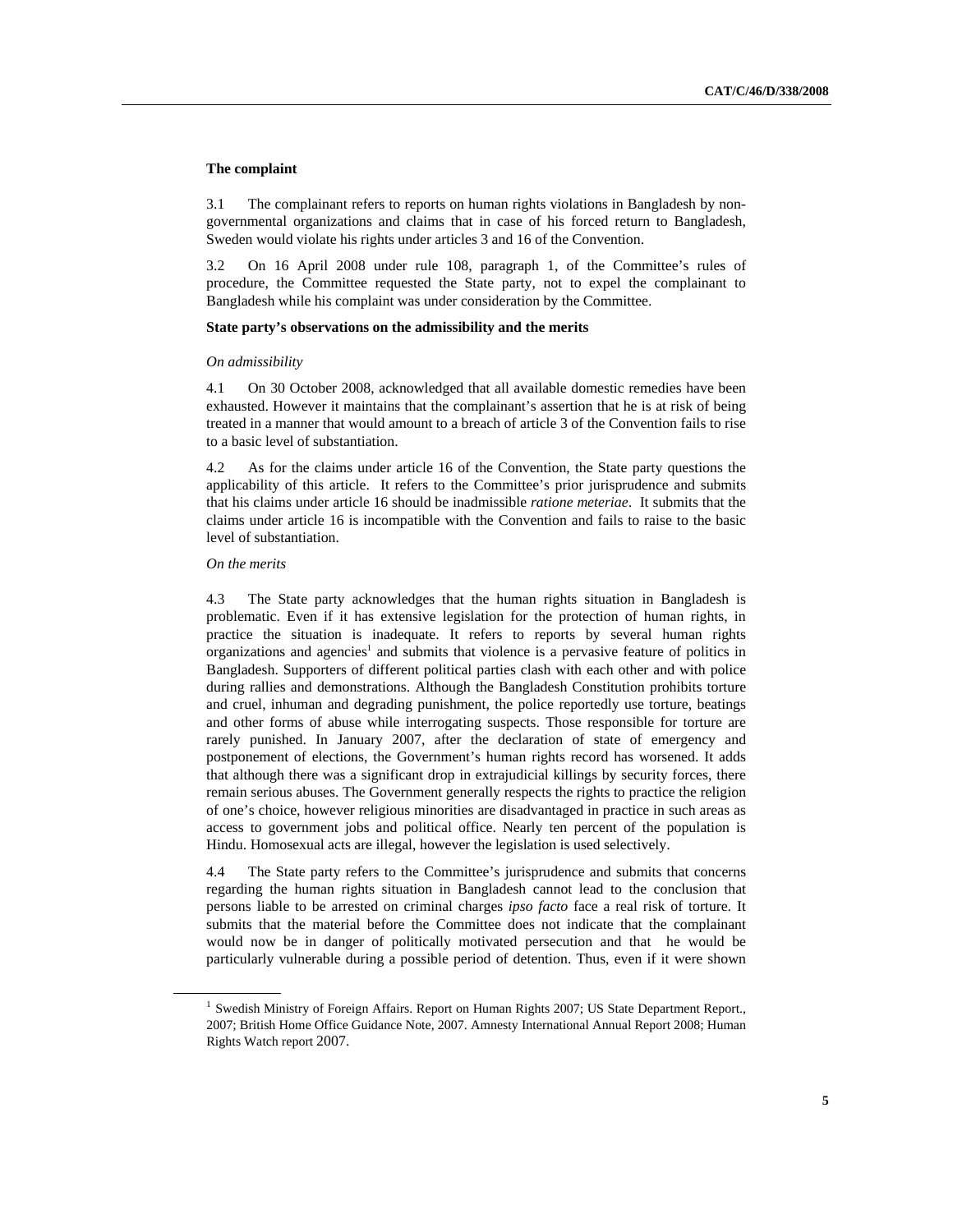### The complaint

3.1 The complainant refers to reports on human rights violations in Bangladesh by non-governmental organizations and claims that in case of his forced return to Bangladesh, Sweden would violate his rights under articles 3 and 16 of the Convention.

3.2 On 16 April 2008 under rule 108, paragraph 1, of the Committee's rules of procedure, the Committee requested the State party, not to expel the complainant to Bangladesh while his complaint was under consideration by the Committee.

### State party's observations on the admissibility and the merits

*On admissibility*

4.1 On 30 October 2008, acknowledged that all available domestic remedies have been exhausted. However it maintains that the complainant's assertion that he is at risk of being treated in a manner that would amount to a breach of article 3 of the Convention fails to rise to a basic level of substantiation.

4.2 As for the claims under article 16 of the Convention, the State party questions the applicability of this article. It refers to the Committee's prior jurisprudence and submits that his claims under article 16 should be inadmissible *ratione meteriae*. It submits that the claims under article 16 is incompatible with the Convention and fails to raise to the basic level of substantiation.

*On the merits*

4.3 The State party acknowledges that the human rights situation in Bangladesh is problematic. Even if it has extensive legislation for the protection of human rights, in practice the situation is inadequate. It refers to reports by several human rights organizations and agencies[1] and submits that violence is a pervasive feature of politics in Bangladesh. Supporters of different political parties clash with each other and with police during rallies and demonstrations. Although the Bangladesh Constitution prohibits torture and cruel, inhuman and degrading punishment, the police reportedly use torture, beatings and other forms of abuse while interrogating suspects. Those responsible for torture are rarely punished. In January 2007, after the declaration of state of emergency and postponement of elections, the Government's human rights record has worsened. It adds that although there was a significant drop in extrajudicial killings by security forces, there remain serious abuses. The Government generally respects the rights to practice the religion of one's choice, however religious minorities are disadvantaged in practice in such areas as access to government jobs and political office. Nearly ten percent of the population is Hindu. Homosexual acts are illegal, however the legislation is used selectively.

4.4 The State party refers to the Committee's jurisprudence and submits that concerns regarding the human rights situation in Bangladesh cannot lead to the conclusion that persons liable to be arrested on criminal charges *ipso facto* face a real risk of torture. It submits that the material before the Committee does not indicate that the complainant would now be in danger of politically motivated persecution and that he would be particularly vulnerable during a possible period of detention. Thus, even if it were shown

---

[1] Swedish Ministry of Foreign Affairs. Report on Human Rights 2007; US State Department Report., 2007; British Home Office Guidance Note, 2007. Amnesty International Annual Report 2008; Human Rights Watch report 2007.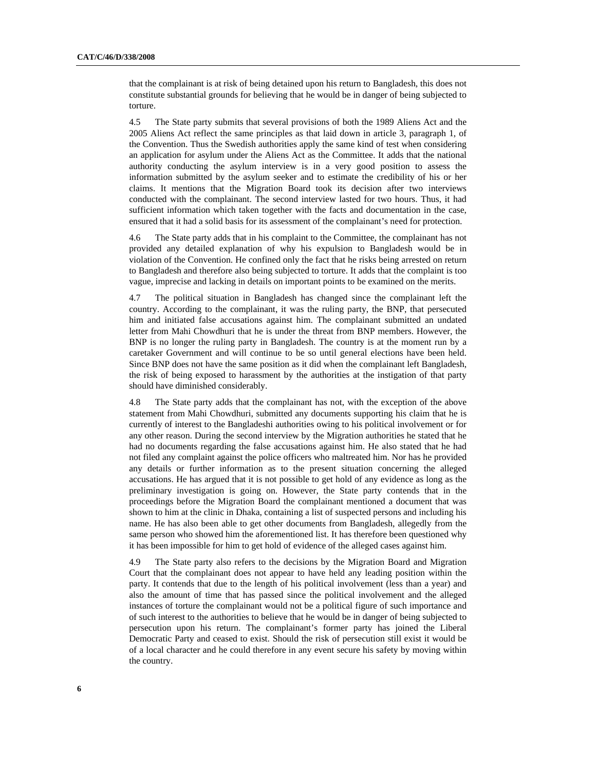that the complainant is at risk of being detained upon his return to Bangladesh, this does not constitute substantial grounds for believing that he would be in danger of being subjected to torture.

4.5 The State party submits that several provisions of both the 1989 Aliens Act and the 2005 Aliens Act reflect the same principles as that laid down in article 3, paragraph 1, of the Convention. Thus the Swedish authorities apply the same kind of test when considering an application for asylum under the Aliens Act as the Committee. It adds that the national authority conducting the asylum interview is in a very good position to assess the information submitted by the asylum seeker and to estimate the credibility of his or her claims. It mentions that the Migration Board took its decision after two interviews conducted with the complainant. The second interview lasted for two hours. Thus, it had sufficient information which taken together with the facts and documentation in the case, ensured that it had a solid basis for its assessment of the complainant's need for protection.

4.6 The State party adds that in his complaint to the Committee, the complainant has not provided any detailed explanation of why his expulsion to Bangladesh would be in violation of the Convention. He confined only the fact that he risks being arrested on return to Bangladesh and therefore also being subjected to torture. It adds that the complaint is too vague, imprecise and lacking in details on important points to be examined on the merits.

4.7 The political situation in Bangladesh has changed since the complainant left the country. According to the complainant, it was the ruling party, the BNP, that persecuted him and initiated false accusations against him. The complainant submitted an undated letter from Mahi Chowdhuri that he is under the threat from BNP members. However, the BNP is no longer the ruling party in Bangladesh. The country is at the moment run by a caretaker Government and will continue to be so until general elections have been held. Since BNP does not have the same position as it did when the complainant left Bangladesh, the risk of being exposed to harassment by the authorities at the instigation of that party should have diminished considerably.

4.8 The State party adds that the complainant has not, with the exception of the above statement from Mahi Chowdhuri, submitted any documents supporting his claim that he is currently of interest to the Bangladeshi authorities owing to his political involvement or for any other reason. During the second interview by the Migration authorities he stated that he had no documents regarding the false accusations against him. He also stated that he had not filed any complaint against the police officers who maltreated him. Nor has he provided any details or further information as to the present situation concerning the alleged accusations. He has argued that it is not possible to get hold of any evidence as long as the preliminary investigation is going on. However, the State party contends that in the proceedings before the Migration Board the complainant mentioned a document that was shown to him at the clinic in Dhaka, containing a list of suspected persons and including his name. He has also been able to get other documents from Bangladesh, allegedly from the same person who showed him the aforementioned list. It has therefore been questioned why it has been impossible for him to get hold of evidence of the alleged cases against him.

4.9 The State party also refers to the decisions by the Migration Board and Migration Court that the complainant does not appear to have held any leading position within the party. It contends that due to the length of his political involvement (less than a year) and also the amount of time that has passed since the political involvement and the alleged instances of torture the complainant would not be a political figure of such importance and of such interest to the authorities to believe that he would be in danger of being subjected to persecution upon his return. The complainant's former party has joined the Liberal Democratic Party and ceased to exist. Should the risk of persecution still exist it would be of a local character and he could therefore in any event secure his safety by moving within the country.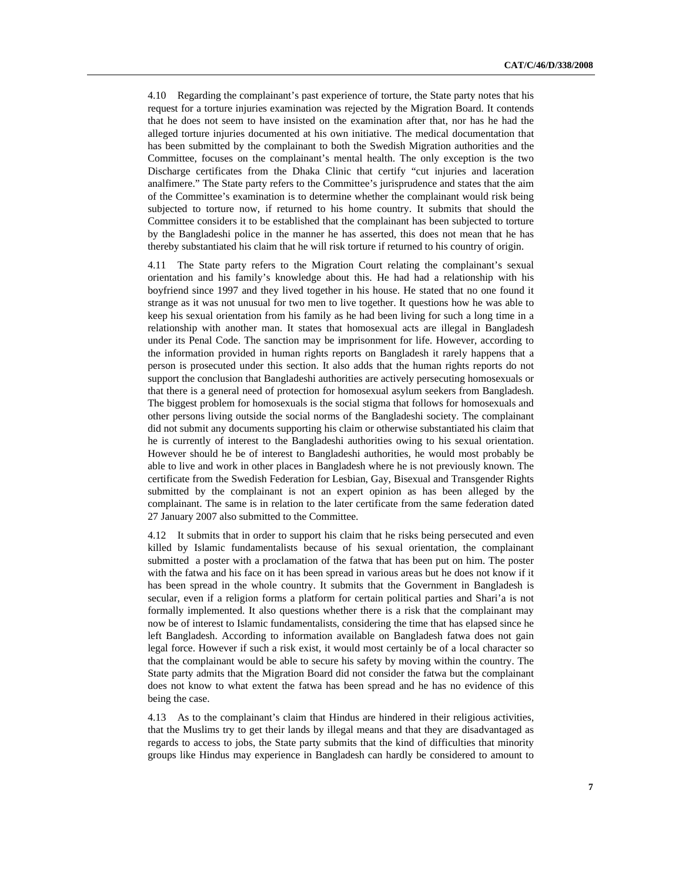4.10 Regarding the complainant's past experience of torture, the State party notes that his request for a torture injuries examination was rejected by the Migration Board. It contends that he does not seem to have insisted on the examination after that, nor has he had the alleged torture injuries documented at his own initiative. The medical documentation that has been submitted by the complainant to both the Swedish Migration authorities and the Committee, focuses on the complainant's mental health. The only exception is the two Discharge certificates from the Dhaka Clinic that certify "cut injuries and laceration analfimere." The State party refers to the Committee's jurisprudence and states that the aim of the Committee's examination is to determine whether the complainant would risk being subjected to torture now, if returned to his home country. It submits that should the Committee considers it to be established that the complainant has been subjected to torture by the Bangladeshi police in the manner he has asserted, this does not mean that he has thereby substantiated his claim that he will risk torture if returned to his country of origin.

4.11 The State party refers to the Migration Court relating the complainant's sexual orientation and his family's knowledge about this. He had had a relationship with his boyfriend since 1997 and they lived together in his house. He stated that no one found it strange as it was not unusual for two men to live together. It questions how he was able to keep his sexual orientation from his family as he had been living for such a long time in a relationship with another man. It states that homosexual acts are illegal in Bangladesh under its Penal Code. The sanction may be imprisonment for life. However, according to the information provided in human rights reports on Bangladesh it rarely happens that a person is prosecuted under this section. It also adds that the human rights reports do not support the conclusion that Bangladeshi authorities are actively persecuting homosexuals or that there is a general need of protection for homosexual asylum seekers from Bangladesh. The biggest problem for homosexuals is the social stigma that follows for homosexuals and other persons living outside the social norms of the Bangladeshi society. The complainant did not submit any documents supporting his claim or otherwise substantiated his claim that he is currently of interest to the Bangladeshi authorities owing to his sexual orientation. However should he be of interest to Bangladeshi authorities, he would most probably be able to live and work in other places in Bangladesh where he is not previously known. The certificate from the Swedish Federation for Lesbian, Gay, Bisexual and Transgender Rights submitted by the complainant is not an expert opinion as has been alleged by the complainant. The same is in relation to the later certificate from the same federation dated 27 January 2007 also submitted to the Committee.

4.12 It submits that in order to support his claim that he risks being persecuted and even killed by Islamic fundamentalists because of his sexual orientation, the complainant submitted a poster with a proclamation of the fatwa that has been put on him. The poster with the fatwa and his face on it has been spread in various areas but he does not know if it has been spread in the whole country. It submits that the Government in Bangladesh is secular, even if a religion forms a platform for certain political parties and Shari'a is not formally implemented. It also questions whether there is a risk that the complainant may now be of interest to Islamic fundamentalists, considering the time that has elapsed since he left Bangladesh. According to information available on Bangladesh fatwa does not gain legal force. However if such a risk exist, it would most certainly be of a local character so that the complainant would be able to secure his safety by moving within the country. The State party admits that the Migration Board did not consider the fatwa but the complainant does not know to what extent the fatwa has been spread and he has no evidence of this being the case.

4.13 As to the complainant's claim that Hindus are hindered in their religious activities, that the Muslims try to get their lands by illegal means and that they are disadvantaged as regards to access to jobs, the State party submits that the kind of difficulties that minority groups like Hindus may experience in Bangladesh can hardly be considered to amount to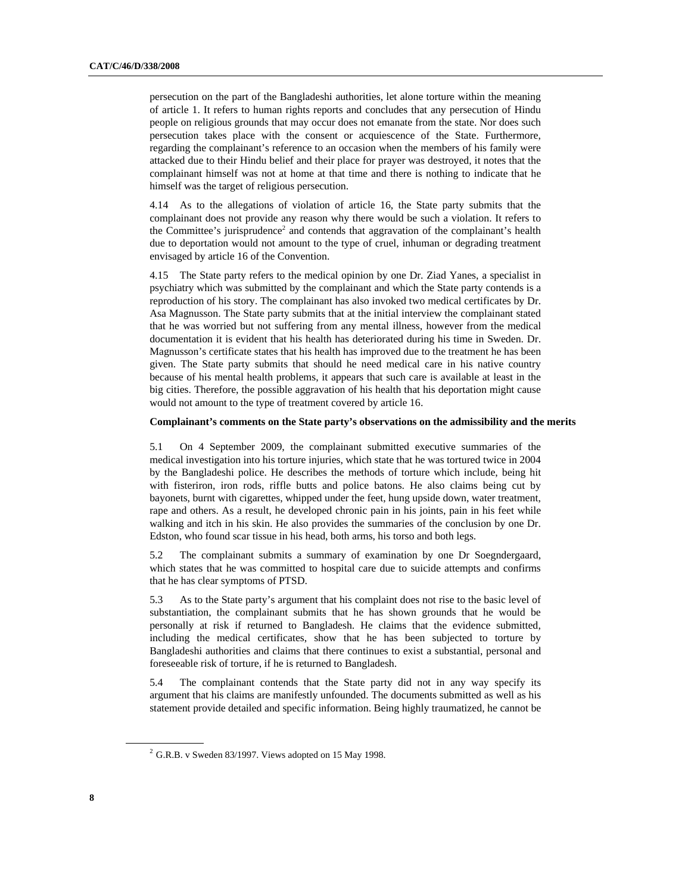persecution on the part of the Bangladeshi authorities, let alone torture within the meaning of article 1. It refers to human rights reports and concludes that any persecution of Hindu people on religious grounds that may occur does not emanate from the state. Nor does such persecution takes place with the consent or acquiescence of the State. Furthermore, regarding the complainant's reference to an occasion when the members of his family were attacked due to their Hindu belief and their place for prayer was destroyed, it notes that the complainant himself was not at home at that time and there is nothing to indicate that he himself was the target of religious persecution.

4.14 As to the allegations of violation of article 16, the State party submits that the complainant does not provide any reason why there would be such a violation. It refers to the Committee's jurisprudence[2] and contends that aggravation of the complainant's health due to deportation would not amount to the type of cruel, inhuman or degrading treatment envisaged by article 16 of the Convention.

4.15 The State party refers to the medical opinion by one Dr. Ziad Yanes, a specialist in psychiatry which was submitted by the complainant and which the State party contends is a reproduction of his story. The complainant has also invoked two medical certificates by Dr. Asa Magnusson. The State party submits that at the initial interview the complainant stated that he was worried but not suffering from any mental illness, however from the medical documentation it is evident that his health has deteriorated during his time in Sweden. Dr. Magnusson's certificate states that his health has improved due to the treatment he has been given. The State party submits that should he need medical care in his native country because of his mental health problems, it appears that such care is available at least in the big cities. Therefore, the possible aggravation of his health that his deportation might cause would not amount to the type of treatment covered by article 16.

**Complainant's comments on the State party's observations on the admissibility and the merits**

5.1 On 4 September 2009, the complainant submitted executive summaries of the medical investigation into his torture injuries, which state that he was tortured twice in 2004 by the Bangladeshi police. He describes the methods of torture which include, being hit with fisteriron, iron rods, riffle butts and police batons. He also claims being cut by bayonets, burnt with cigarettes, whipped under the feet, hung upside down, water treatment, rape and others. As a result, he developed chronic pain in his joints, pain in his feet while walking and itch in his skin. He also provides the summaries of the conclusion by one Dr. Edston, who found scar tissue in his head, both arms, his torso and both legs.

5.2 The complainant submits a summary of examination by one Dr Soegndergaard, which states that he was committed to hospital care due to suicide attempts and confirms that he has clear symptoms of PTSD.

5.3 As to the State party's argument that his complaint does not rise to the basic level of substantiation, the complainant submits that he has shown grounds that he would be personally at risk if returned to Bangladesh. He claims that the evidence submitted, including the medical certificates, show that he has been subjected to torture by Bangladeshi authorities and claims that there continues to exist a substantial, personal and foreseeable risk of torture, if he is returned to Bangladesh.

5.4 The complainant contends that the State party did not in any way specify its argument that his claims are manifestly unfounded. The documents submitted as well as his statement provide detailed and specific information. Being highly traumatized, he cannot be

[2] G.R.B. v Sweden 83/1997. Views adopted on 15 May 1998.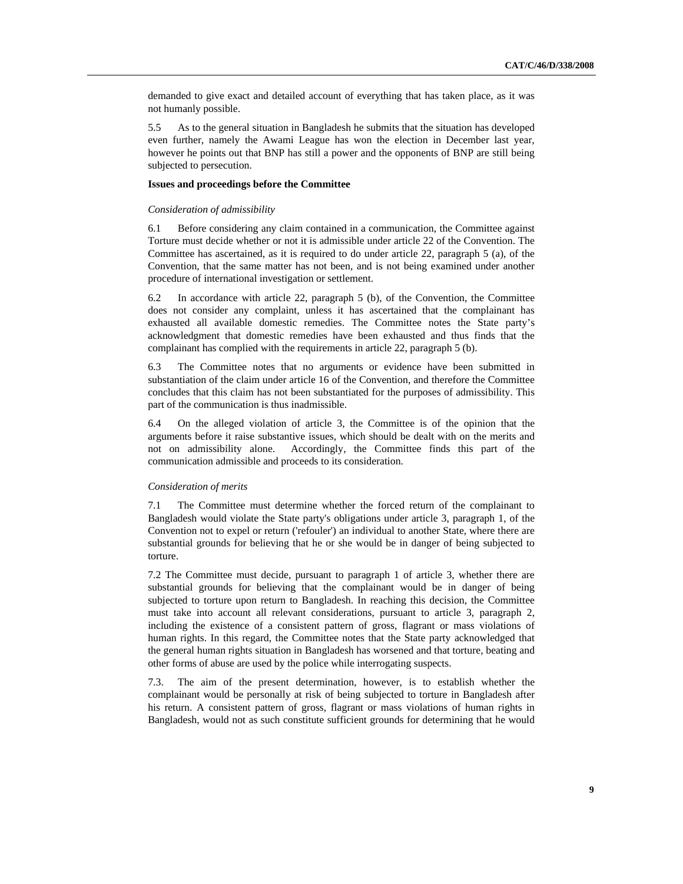demanded to give exact and detailed account of everything that has taken place, as it was not humanly possible.

5.5 As to the general situation in Bangladesh he submits that the situation has developed even further, namely the Awami League has won the election in December last year, however he points out that BNP has still a power and the opponents of BNP are still being subjected to persecution.

**Issues and proceedings before the Committee**

*Consideration of admissibility*

6.1 Before considering any claim contained in a communication, the Committee against Torture must decide whether or not it is admissible under article 22 of the Convention. The Committee has ascertained, as it is required to do under article 22, paragraph 5 (a), of the Convention, that the same matter has not been, and is not being examined under another procedure of international investigation or settlement.

6.2 In accordance with article 22, paragraph 5 (b), of the Convention, the Committee does not consider any complaint, unless it has ascertained that the complainant has exhausted all available domestic remedies. The Committee notes the State party's acknowledgment that domestic remedies have been exhausted and thus finds that the complainant has complied with the requirements in article 22, paragraph 5 (b).

6.3 The Committee notes that no arguments or evidence have been submitted in substantiation of the claim under article 16 of the Convention, and therefore the Committee concludes that this claim has not been substantiated for the purposes of admissibility. This part of the communication is thus inadmissible.

6.4 On the alleged violation of article 3, the Committee is of the opinion that the arguments before it raise substantive issues, which should be dealt with on the merits and not on admissibility alone. Accordingly, the Committee finds this part of the communication admissible and proceeds to its consideration.

*Consideration of merits*

7.1 The Committee must determine whether the forced return of the complainant to Bangladesh would violate the State party's obligations under article 3, paragraph 1, of the Convention not to expel or return ('refouler') an individual to another State, where there are substantial grounds for believing that he or she would be in danger of being subjected to torture.

7.2 The Committee must decide, pursuant to paragraph 1 of article 3, whether there are substantial grounds for believing that the complainant would be in danger of being subjected to torture upon return to Bangladesh. In reaching this decision, the Committee must take into account all relevant considerations, pursuant to article 3, paragraph 2, including the existence of a consistent pattern of gross, flagrant or mass violations of human rights. In this regard, the Committee notes that the State party acknowledged that the general human rights situation in Bangladesh has worsened and that torture, beating and other forms of abuse are used by the police while interrogating suspects.

7.3. The aim of the present determination, however, is to establish whether the complainant would be personally at risk of being subjected to torture in Bangladesh after his return. A consistent pattern of gross, flagrant or mass violations of human rights in Bangladesh, would not as such constitute sufficient grounds for determining that he would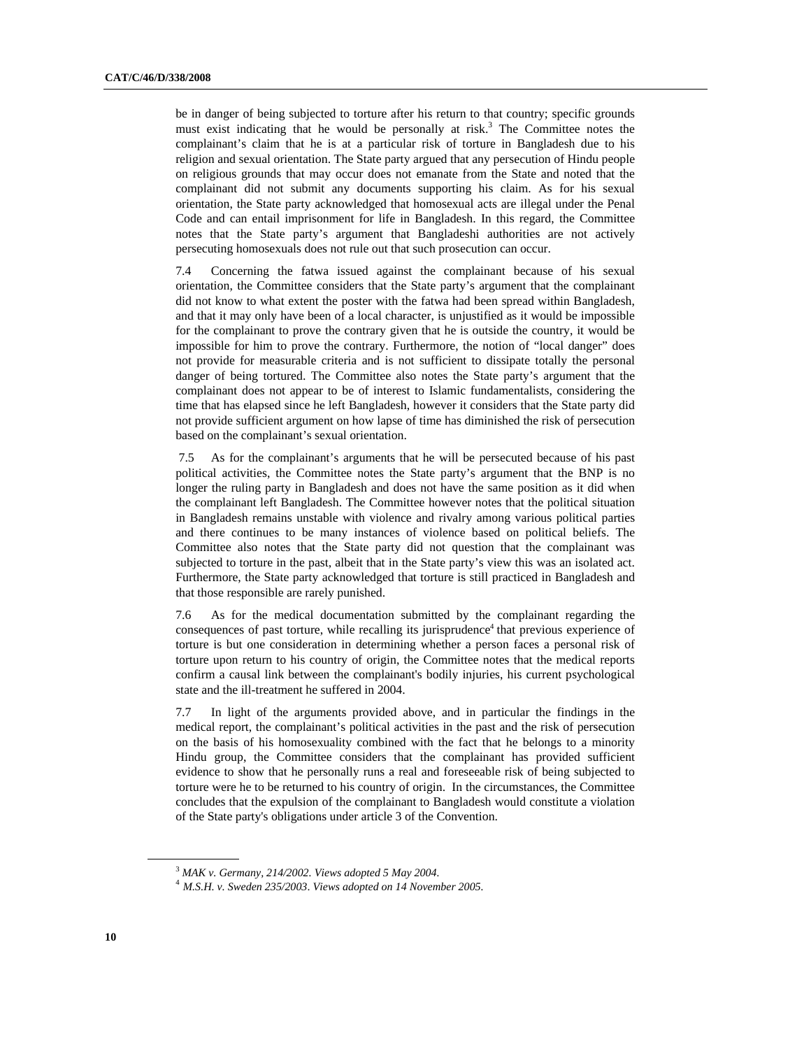be in danger of being subjected to torture after his return to that country; specific grounds must exist indicating that he would be personally at risk.[3] The Committee notes the complainant's claim that he is at a particular risk of torture in Bangladesh due to his religion and sexual orientation. The State party argued that any persecution of Hindu people on religious grounds that may occur does not emanate from the State and noted that the complainant did not submit any documents supporting his claim. As for his sexual orientation, the State party acknowledged that homosexual acts are illegal under the Penal Code and can entail imprisonment for life in Bangladesh. In this regard, the Committee notes that the State party's argument that Bangladeshi authorities are not actively persecuting homosexuals does not rule out that such prosecution can occur.

7.4 Concerning the fatwa issued against the complainant because of his sexual orientation, the Committee considers that the State party's argument that the complainant did not know to what extent the poster with the fatwa had been spread within Bangladesh, and that it may only have been of a local character, is unjustified as it would be impossible for the complainant to prove the contrary given that he is outside the country, it would be impossible for him to prove the contrary. Furthermore, the notion of "local danger" does not provide for measurable criteria and is not sufficient to dissipate totally the personal danger of being tortured. The Committee also notes the State party's argument that the complainant does not appear to be of interest to Islamic fundamentalists, considering the time that has elapsed since he left Bangladesh, however it considers that the State party did not provide sufficient argument on how lapse of time has diminished the risk of persecution based on the complainant's sexual orientation.

7.5 As for the complainant's arguments that he will be persecuted because of his past political activities, the Committee notes the State party's argument that the BNP is no longer the ruling party in Bangladesh and does not have the same position as it did when the complainant left Bangladesh. The Committee however notes that the political situation in Bangladesh remains unstable with violence and rivalry among various political parties and there continues to be many instances of violence based on political beliefs. The Committee also notes that the State party did not question that the complainant was subjected to torture in the past, albeit that in the State party's view this was an isolated act. Furthermore, the State party acknowledged that torture is still practiced in Bangladesh and that those responsible are rarely punished.

7.6 As for the medical documentation submitted by the complainant regarding the consequences of past torture, while recalling its jurisprudence[4] that previous experience of torture is but one consideration in determining whether a person faces a personal risk of torture upon return to his country of origin, the Committee notes that the medical reports confirm a causal link between the complainant's bodily injuries, his current psychological state and the ill-treatment he suffered in 2004.

7.7 In light of the arguments provided above, and in particular the findings in the medical report, the complainant's political activities in the past and the risk of persecution on the basis of his homosexuality combined with the fact that he belongs to a minority Hindu group, the Committee considers that the complainant has provided sufficient evidence to show that he personally runs a real and foreseeable risk of being subjected to torture were he to be returned to his country of origin. In the circumstances, the Committee concludes that the expulsion of the complainant to Bangladesh would constitute a violation of the State party's obligations under article 3 of the Convention.

---

[3] *MAK v. Germany, 214/2002. Views adopted 5 May 2004.*

[4] *M.S.H. v. Sweden 235/2003. Views adopted on 14 November 2005.*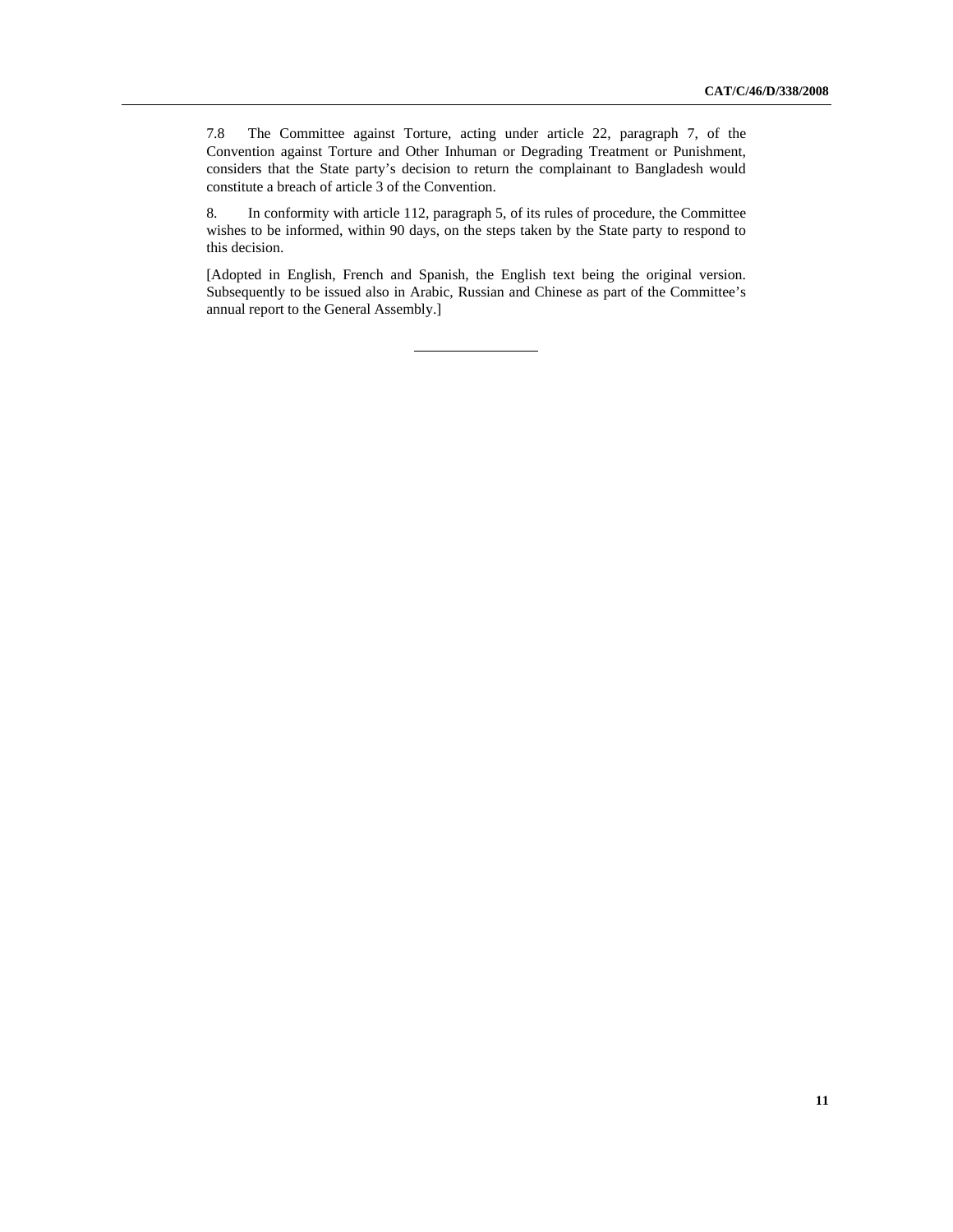7.8 The Committee against Torture, acting under article 22, paragraph 7, of the Convention against Torture and Other Inhuman or Degrading Treatment or Punishment, considers that the State party's decision to return the complainant to Bangladesh would constitute a breach of article 3 of the Convention.

8. In conformity with article 112, paragraph 5, of its rules of procedure, the Committee wishes to be informed, within 90 days, on the steps taken by the State party to respond to this decision.

[Adopted in English, French and Spanish, the English text being the original version. Subsequently to be issued also in Arabic, Russian and Chinese as part of the Committee's annual report to the General Assembly.]